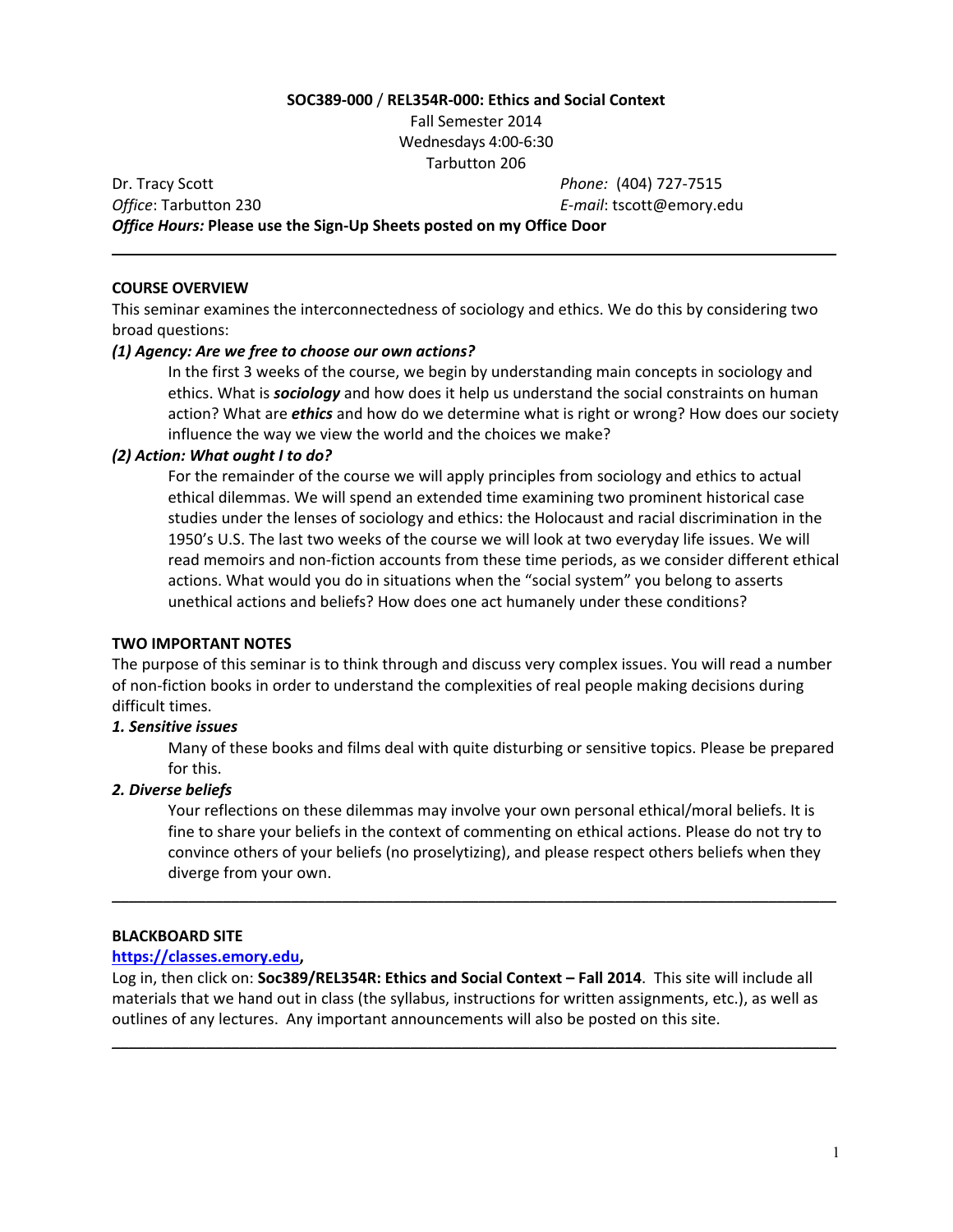**SOC389-000 / REL354R-000: Ethics and Social Context**

Fall Semester 2014
Wednesdays 4:00-6:30
Tarbutton 206

Dr. Tracy Scott
*Office*: Tarbutton 230
*Phone:* (404) 727-7515
*E-mail*: tscott@emory.edu
***Office Hours:* Please use the Sign-Up Sheets posted on my Office Door**

---

**COURSE OVERVIEW**

This seminar examines the interconnectedness of sociology and ethics. We do this by considering two broad questions:

***(1) Agency: Are we free to choose our own actions?***

In the first 3 weeks of the course, we begin by understanding main concepts in sociology and ethics. What is ***sociology*** and how does it help us understand the social constraints on human action? What are ***ethics*** and how do we determine what is right or wrong? How does our society influence the way we view the world and the choices we make?

***(2) Action: What ought I to do?***

For the remainder of the course we will apply principles from sociology and ethics to actual ethical dilemmas. We will spend an extended time examining two prominent historical case studies under the lenses of sociology and ethics: the Holocaust and racial discrimination in the 1950's U.S. The last two weeks of the course we will look at two everyday life issues. We will read memoirs and non-fiction accounts from these time periods, as we consider different ethical actions. What would you do in situations when the "social system" you belong to asserts unethical actions and beliefs? How does one act humanely under these conditions?

**TWO IMPORTANT NOTES**

The purpose of this seminar is to think through and discuss very complex issues. You will read a number of non-fiction books in order to understand the complexities of real people making decisions during difficult times.

***1. Sensitive issues***

Many of these books and films deal with quite disturbing or sensitive topics. Please be prepared for this.

***2. Diverse beliefs***

Your reflections on these dilemmas may involve your own personal ethical/moral beliefs. It is fine to share your beliefs in the context of commenting on ethical actions. Please do not try to convince others of your beliefs (no proselytizing), and please respect others beliefs when they diverge from your own.

---

**BLACKBOARD SITE**

**https://classes.emory.edu,**

Log in, then click on: **Soc389/REL354R: Ethics and Social Context – Fall 2014**. This site will include all materials that we hand out in class (the syllabus, instructions for written assignments, etc.), as well as outlines of any lectures. Any important announcements will also be posted on this site.

---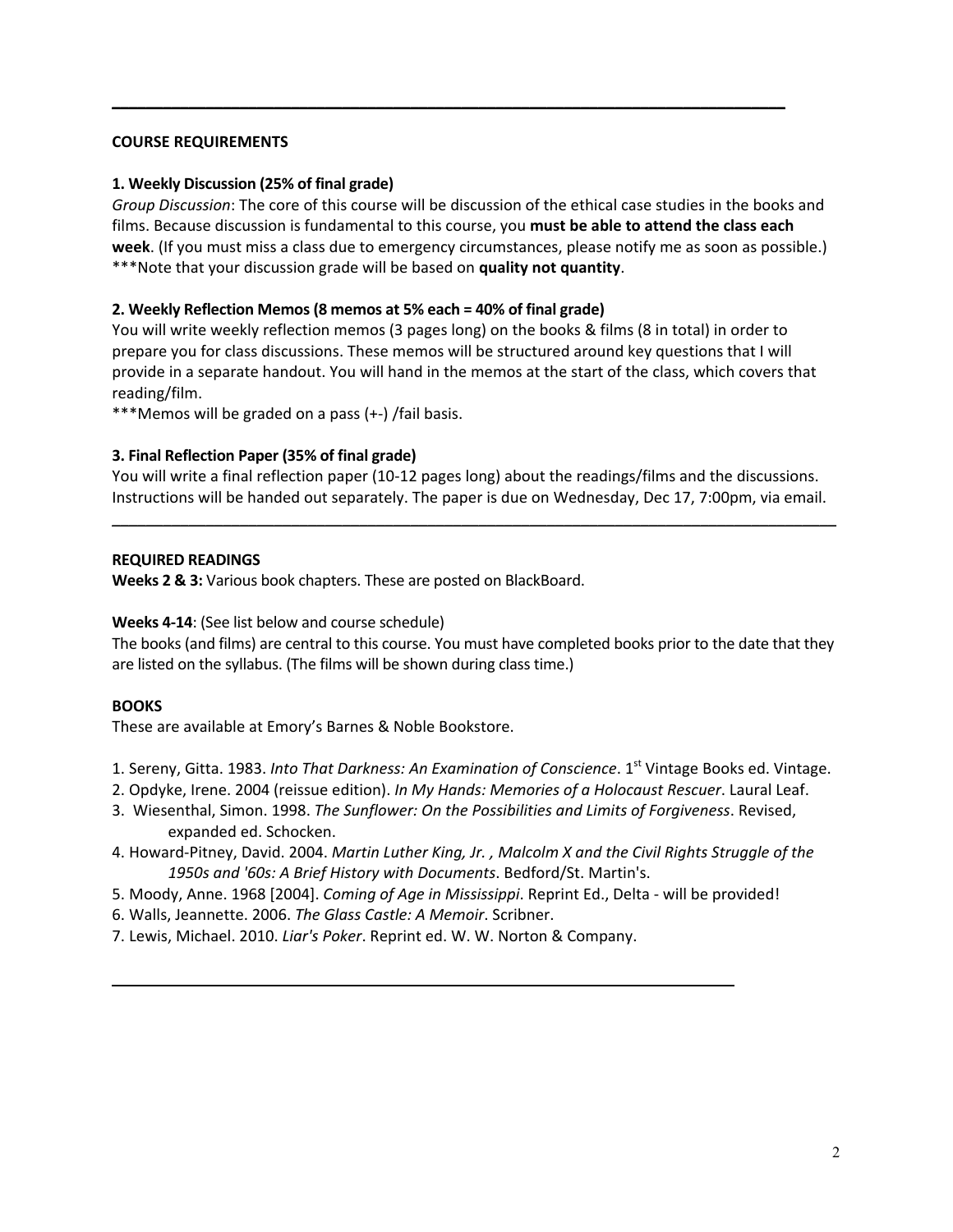---

## COURSE REQUIREMENTS

### 1. Weekly Discussion (25% of final grade)

*Group Discussion*: The core of this course will be discussion of the ethical case studies in the books and films. Because discussion is fundamental to this course, you **must be able to attend the class each week**. (If you must miss a class due to emergency circumstances, please notify me as soon as possible.)
***Note that your discussion grade will be based on **quality not quantity**.

### 2. Weekly Reflection Memos (8 memos at 5% each = 40% of final grade)

You will write weekly reflection memos (3 pages long) on the books & films (8 in total) in order to prepare you for class discussions. These memos will be structured around key questions that I will provide in a separate handout. You will hand in the memos at the start of the class, which covers that reading/film.
***Memos will be graded on a pass (+-) /fail basis.

### 3. Final Reflection Paper (35% of final grade)

You will write a final reflection paper (10-12 pages long) about the readings/films and the discussions. Instructions will be handed out separately. The paper is due on Wednesday, Dec 17, 7:00pm, via email.

---

## REQUIRED READINGS

**Weeks 2 & 3:** Various book chapters. These are posted on BlackBoard.

**Weeks 4-14**: (See list below and course schedule)
The books (and films) are central to this course. You must have completed books prior to the date that they are listed on the syllabus. (The films will be shown during class time.)

## BOOKS

These are available at Emory's Barnes & Noble Bookstore.

1. Sereny, Gitta. 1983. *Into That Darkness: An Examination of Conscience*. 1st Vintage Books ed. Vintage.
2. Opdyke, Irene. 2004 (reissue edition). *In My Hands: Memories of a Holocaust Rescuer*. Laural Leaf.
3. Wiesenthal, Simon. 1998. *The Sunflower: On the Possibilities and Limits of Forgiveness*. Revised, expanded ed. Schocken.
4. Howard-Pitney, David. 2004. *Martin Luther King, Jr. , Malcolm X and the Civil Rights Struggle of the 1950s and '60s: A Brief History with Documents*. Bedford/St. Martin's.
5. Moody, Anne. 1968 [2004]. *Coming of Age in Mississippi*. Reprint Ed., Delta - will be provided!
6. Walls, Jeannette. 2006. *The Glass Castle: A Memoir*. Scribner.
7. Lewis, Michael. 2010. *Liar's Poker*. Reprint ed. W. W. Norton & Company.

---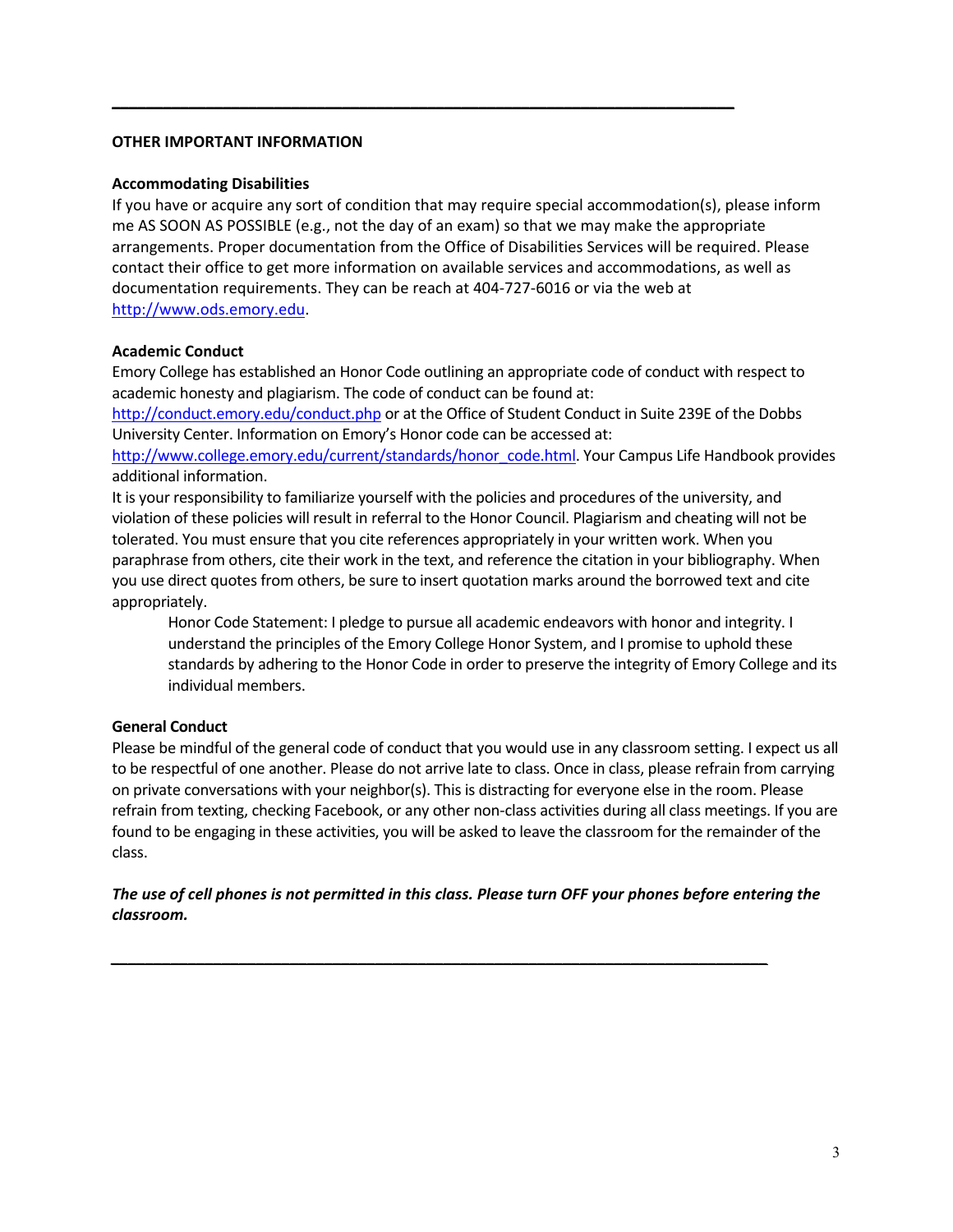---

**OTHER IMPORTANT INFORMATION**

**Accommodating Disabilities**

If you have or acquire any sort of condition that may require special accommodation(s), please inform me AS SOON AS POSSIBLE (e.g., not the day of an exam) so that we may make the appropriate arrangements. Proper documentation from the Office of Disabilities Services will be required. Please contact their office to get more information on available services and accommodations, as well as documentation requirements. They can be reach at 404-727-6016 or via the web at http://www.ods.emory.edu.

**Academic Conduct**

Emory College has established an Honor Code outlining an appropriate code of conduct with respect to academic honesty and plagiarism. The code of conduct can be found at: http://conduct.emory.edu/conduct.php or at the Office of Student Conduct in Suite 239E of the Dobbs University Center. Information on Emory's Honor code can be accessed at: http://www.college.emory.edu/current/standards/honor_code.html. Your Campus Life Handbook provides additional information.

It is your responsibility to familiarize yourself with the policies and procedures of the university, and violation of these policies will result in referral to the Honor Council. Plagiarism and cheating will not be tolerated. You must ensure that you cite references appropriately in your written work. When you paraphrase from others, cite their work in the text, and reference the citation in your bibliography. When you use direct quotes from others, be sure to insert quotation marks around the borrowed text and cite appropriately.

> Honor Code Statement: I pledge to pursue all academic endeavors with honor and integrity. I understand the principles of the Emory College Honor System, and I promise to uphold these standards by adhering to the Honor Code in order to preserve the integrity of Emory College and its individual members.

**General Conduct**

Please be mindful of the general code of conduct that you would use in any classroom setting. I expect us all to be respectful of one another. Please do not arrive late to class. Once in class, please refrain from carrying on private conversations with your neighbor(s). This is distracting for everyone else in the room. Please refrain from texting, checking Facebook, or any other non-class activities during all class meetings. If you are found to be engaging in these activities, you will be asked to leave the classroom for the remainder of the class.

***The use of cell phones is not permitted in this class. Please turn OFF your phones before entering the classroom.***

---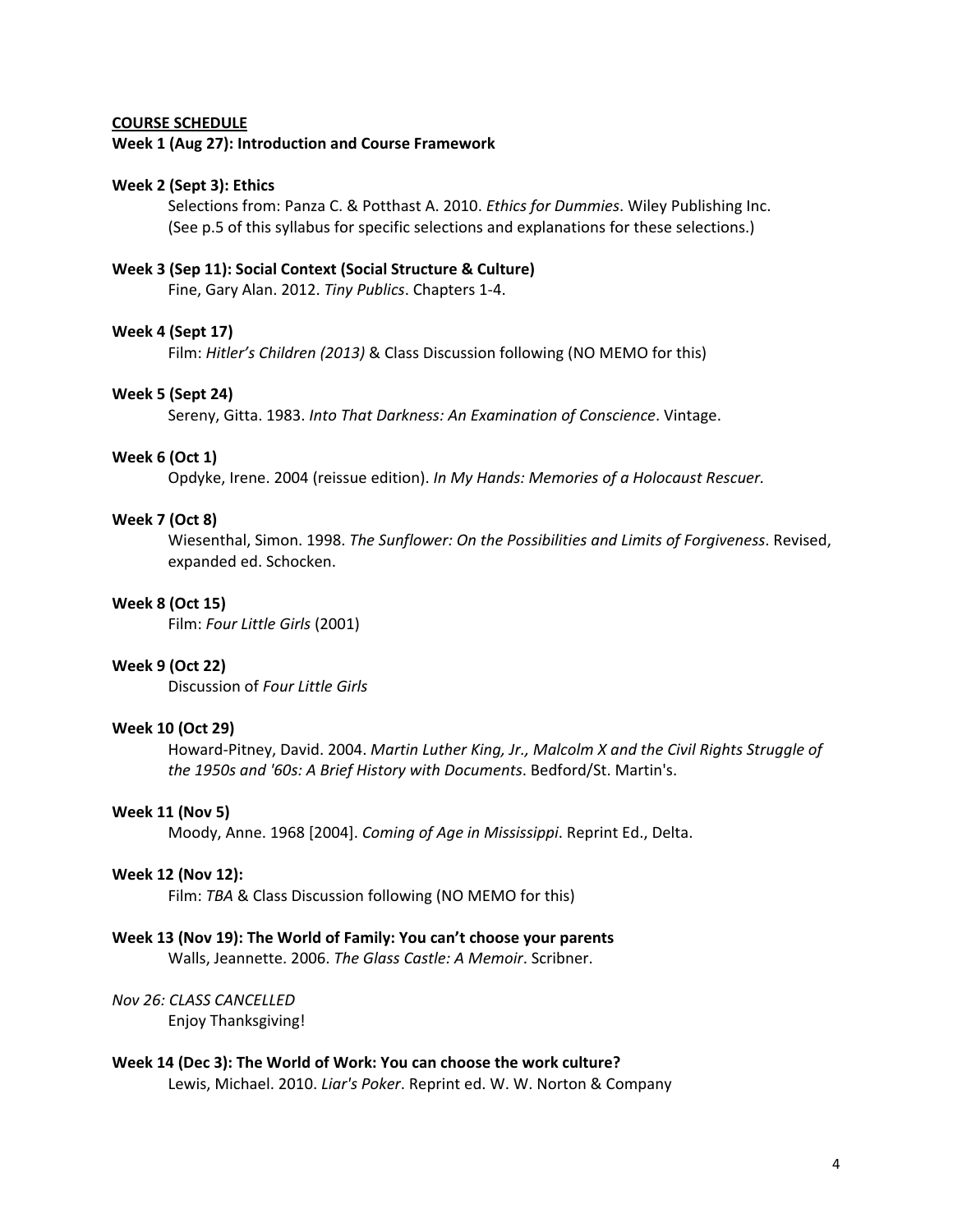**COURSE SCHEDULE**

**Week 1 (Aug 27): Introduction and Course Framework**

**Week 2 (Sept 3): Ethics**

Selections from: Panza C. & Potthast A. 2010. *Ethics for Dummies*. Wiley Publishing Inc. (See p.5 of this syllabus for specific selections and explanations for these selections.)

**Week 3 (Sep 11): Social Context (Social Structure & Culture)**

Fine, Gary Alan. 2012. *Tiny Publics*. Chapters 1-4.

**Week 4 (Sept 17)**

Film: *Hitler's Children (2013)* & Class Discussion following (NO MEMO for this)

**Week 5 (Sept 24)**

Sereny, Gitta. 1983. *Into That Darkness: An Examination of Conscience*. Vintage.

**Week 6 (Oct 1)**

Opdyke, Irene. 2004 (reissue edition). *In My Hands: Memories of a Holocaust Rescuer.*

**Week 7 (Oct 8)**

Wiesenthal, Simon. 1998. *The Sunflower: On the Possibilities and Limits of Forgiveness*. Revised, expanded ed. Schocken.

**Week 8 (Oct 15)**

Film: *Four Little Girls* (2001)

**Week 9 (Oct 22)**

Discussion of *Four Little Girls*

**Week 10 (Oct 29)**

Howard-Pitney, David. 2004. *Martin Luther King, Jr., Malcolm X and the Civil Rights Struggle of the 1950s and '60s: A Brief History with Documents*. Bedford/St. Martin's.

**Week 11 (Nov 5)**

Moody, Anne. 1968 [2004]. *Coming of Age in Mississippi*. Reprint Ed., Delta.

**Week 12 (Nov 12):**

Film: *TBA* & Class Discussion following (NO MEMO for this)

**Week 13 (Nov 19): The World of Family: You can't choose your parents**

Walls, Jeannette. 2006. *The Glass Castle: A Memoir*. Scribner.

*Nov 26: CLASS CANCELLED*

Enjoy Thanksgiving!

**Week 14 (Dec 3): The World of Work: You can choose the work culture?**

Lewis, Michael. 2010. *Liar's Poker*. Reprint ed. W. W. Norton & Company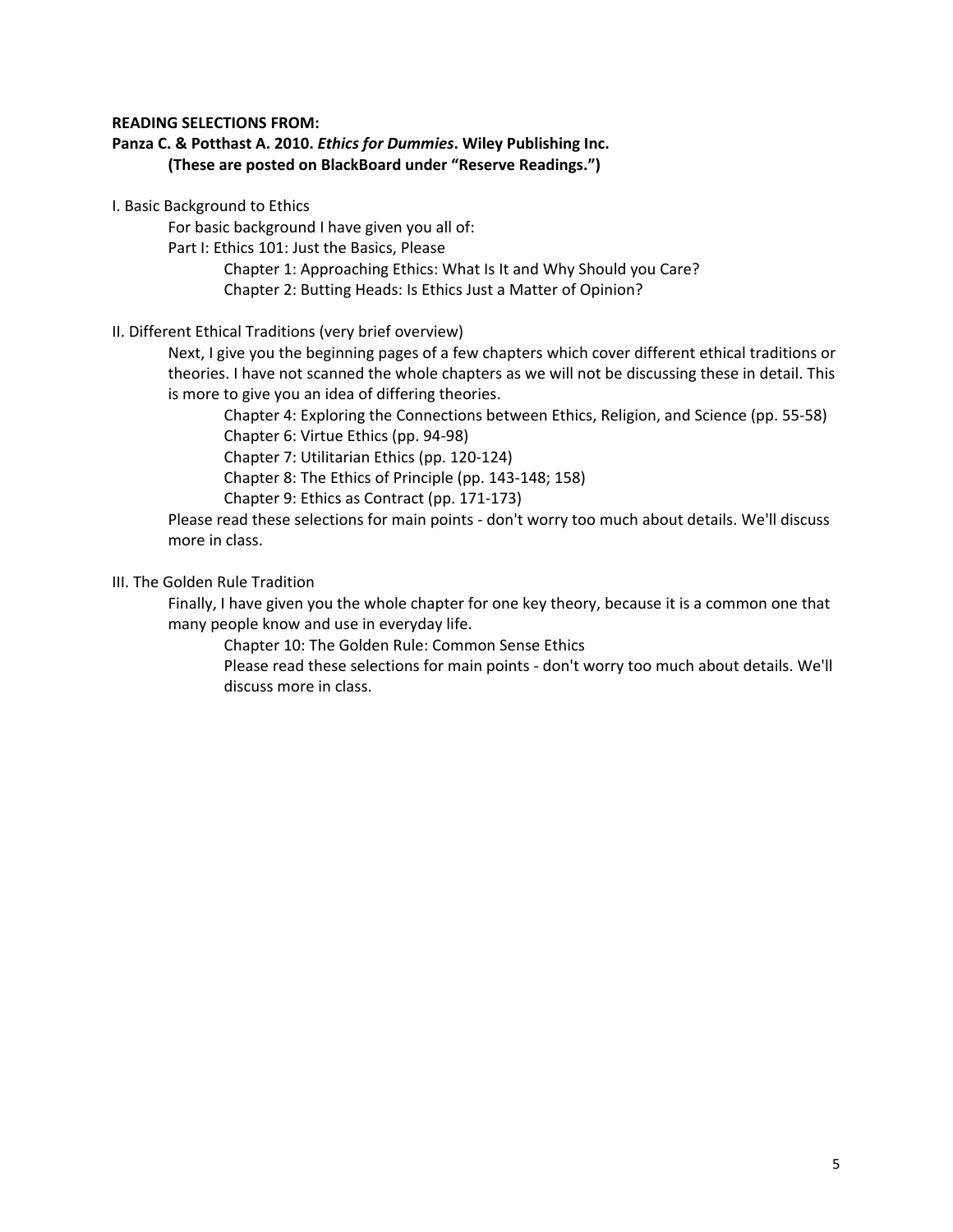**READING SELECTIONS FROM:**

**Panza C. & Potthast A. 2010. *Ethics for Dummies*. Wiley Publishing Inc.**

**(These are posted on BlackBoard under "Reserve Readings.")**

I. Basic Background to Ethics

For basic background I have given you all of:

Part I: Ethics 101: Just the Basics, Please

- Chapter 1: Approaching Ethics: What Is It and Why Should you Care?
- Chapter 2: Butting Heads: Is Ethics Just a Matter of Opinion?

II. Different Ethical Traditions (very brief overview)

Next, I give you the beginning pages of a few chapters which cover different ethical traditions or theories. I have not scanned the whole chapters as we will not be discussing these in detail. This is more to give you an idea of differing theories.

- Chapter 4: Exploring the Connections between Ethics, Religion, and Science (pp. 55-58)
- Chapter 6: Virtue Ethics (pp. 94-98)
- Chapter 7: Utilitarian Ethics (pp. 120-124)
- Chapter 8: The Ethics of Principle (pp. 143-148; 158)
- Chapter 9: Ethics as Contract (pp. 171-173)

Please read these selections for main points - don't worry too much about details. We'll discuss more in class.

III. The Golden Rule Tradition

Finally, I have given you the whole chapter for one key theory, because it is a common one that many people know and use in everyday life.

- Chapter 10: The Golden Rule: Common Sense Ethics

Please read these selections for main points - don't worry too much about details. We'll discuss more in class.